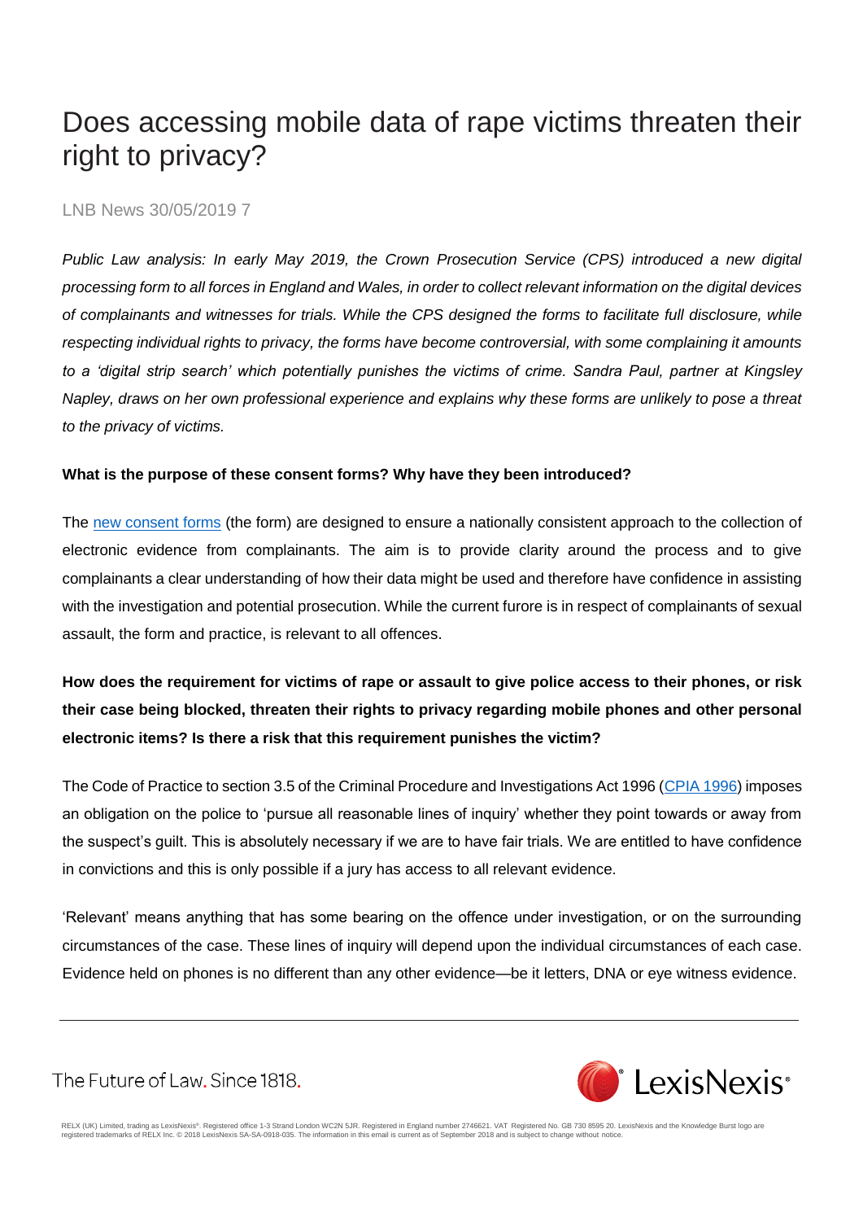# Does accessing mobile data of rape victims threaten their right to privacy?

LNB News 30/05/2019 7

*Public Law analysis: In early May 2019, the Crown Prosecution Service (CPS) introduced a new digital processing form to all forces in England and Wales, in order to collect relevant information on the digital devices of complainants and witnesses for trials. While the CPS designed the forms to facilitate full disclosure, while respecting individual rights to privacy, the forms have become controversial, with some complaining it amounts to a 'digital strip search' which potentially punishes the victims of crime. Sandra Paul, partner at Kingsley Napley, draws on her own professional experience and explains why these forms are unlikely to pose a threat to the privacy of victims.*

**What is the purpose of these consent forms? Why have they been introduced?**

The new consent forms (the form) are designed to ensure a nationally consistent approach to the collection of electronic evidence from complainants. The aim is to provide clarity around the process and to give complainants a clear understanding of how their data might be used and therefore have confidence in assisting with the investigation and potential prosecution. While the current furore is in respect of complainants of sexual assault, the form and practice, is relevant to all offences.

**How does the requirement for victims of rape or assault to give police access to their phones, or risk their case being blocked, threaten their rights to privacy regarding mobile phones and other personal electronic items? Is there a risk that this requirement punishes the victim?**

The Code of Practice to section 3.5 of the Criminal Procedure and Investigations Act 1996 (CPIA 1996) imposes an obligation on the police to 'pursue all reasonable lines of inquiry' whether they point towards or away from the suspect's guilt. This is absolutely necessary if we are to have fair trials. We are entitled to have confidence in convictions and this is only possible if a jury has access to all relevant evidence.

'Relevant' means anything that has some bearing on the offence under investigation, or on the surrounding circumstances of the case. These lines of inquiry will depend upon the individual circumstances of each case. Evidence held on phones is no different than any other evidence—be it letters, DNA or eye witness evidence.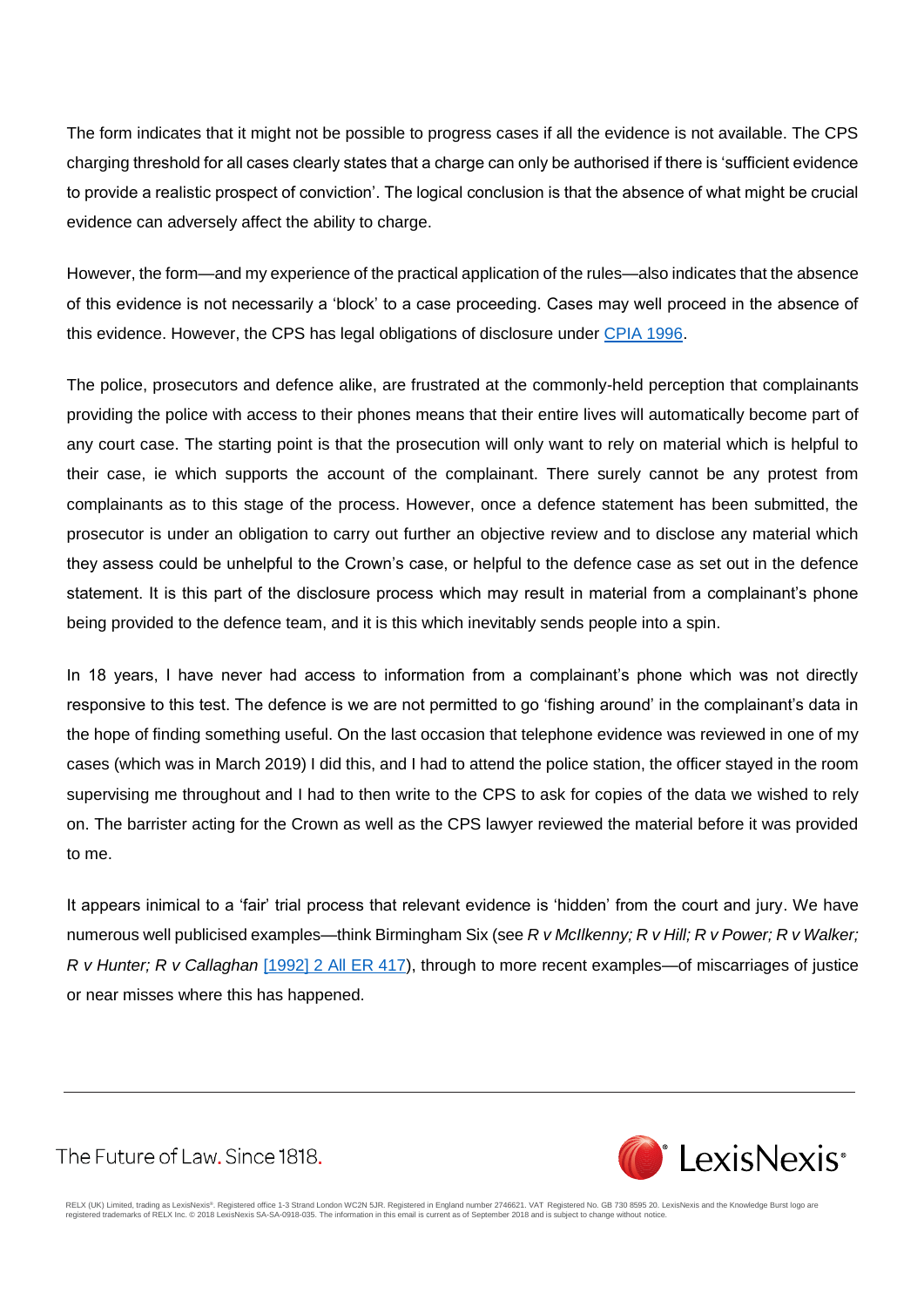The form indicates that it might not be possible to progress cases if all the evidence is not available. The CPS charging threshold for all cases clearly states that a charge can only be authorised if there is 'sufficient evidence to provide a realistic prospect of conviction'. The logical conclusion is that the absence of what might be crucial evidence can adversely affect the ability to charge.

However, the form—and my experience of the practical application of the rules—also indicates that the absence of this evidence is not necessarily a 'block' to a case proceeding. Cases may well proceed in the absence of this evidence. However, the CPS has legal obligations of disclosure under CPIA 1996.

The police, prosecutors and defence alike, are frustrated at the commonly-held perception that complainants providing the police with access to their phones means that their entire lives will automatically become part of any court case. The starting point is that the prosecution will only want to rely on material which is helpful to their case, ie which supports the account of the complainant. There surely cannot be any protest from complainants as to this stage of the process. However, once a defence statement has been submitted, the prosecutor is under an obligation to carry out further an objective review and to disclose any material which they assess could be unhelpful to the Crown's case, or helpful to the defence case as set out in the defence statement. It is this part of the disclosure process which may result in material from a complainant's phone being provided to the defence team, and it is this which inevitably sends people into a spin.

In 18 years, I have never had access to information from a complainant's phone which was not directly responsive to this test. The defence is we are not permitted to go 'fishing around' in the complainant's data in the hope of finding something useful. On the last occasion that telephone evidence was reviewed in one of my cases (which was in March 2019) I did this, and I had to attend the police station, the officer stayed in the room supervising me throughout and I had to then write to the CPS to ask for copies of the data we wished to rely on. The barrister acting for the Crown as well as the CPS lawyer reviewed the material before it was provided to me.

It appears inimical to a 'fair' trial process that relevant evidence is 'hidden' from the court and jury. We have numerous well publicised examples—think Birmingham Six (see *R v McIlkenny; R v Hill; R v Power; R v Walker; R v Hunter; R v Callaghan* [1992] 2 All ER 417), through to more recent examples—of miscarriages of justice or near misses where this has happened.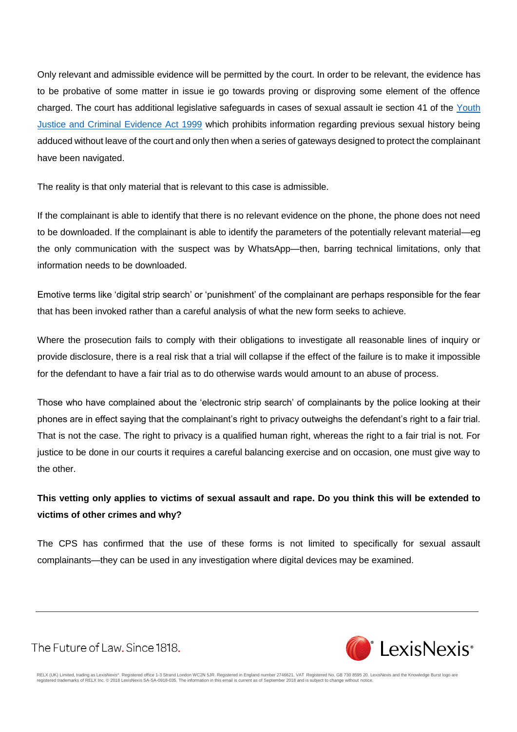Only relevant and admissible evidence will be permitted by the court. In order to be relevant, the evidence has to be probative of some matter in issue ie go towards proving or disproving some element of the offence charged. The court has additional legislative safeguards in cases of sexual assault ie section 41 of the [Youth Justice and Criminal Evidence Act 1999] which prohibits information regarding previous sexual history being adduced without leave of the court and only then when a series of gateways designed to protect the complainant have been navigated.

The reality is that only material that is relevant to this case is admissible.

If the complainant is able to identify that there is no relevant evidence on the phone, the phone does not need to be downloaded. If the complainant is able to identify the parameters of the potentially relevant material—eg the only communication with the suspect was by WhatsApp—then, barring technical limitations, only that information needs to be downloaded.

Emotive terms like 'digital strip search' or 'punishment' of the complainant are perhaps responsible for the fear that has been invoked rather than a careful analysis of what the new form seeks to achieve.

Where the prosecution fails to comply with their obligations to investigate all reasonable lines of inquiry or provide disclosure, there is a real risk that a trial will collapse if the effect of the failure is to make it impossible for the defendant to have a fair trial as to do otherwise wards would amount to an abuse of process.

Those who have complained about the 'electronic strip search' of complainants by the police looking at their phones are in effect saying that the complainant's right to privacy outweighs the defendant's right to a fair trial. That is not the case. The right to privacy is a qualified human right, whereas the right to a fair trial is not. For justice to be done in our courts it requires a careful balancing exercise and on occasion, one must give way to the other.

**This vetting only applies to victims of sexual assault and rape. Do you think this will be extended to victims of other crimes and why?**

The CPS has confirmed that the use of these forms is not limited to specifically for sexual assault complainants—they can be used in any investigation where digital devices may be examined.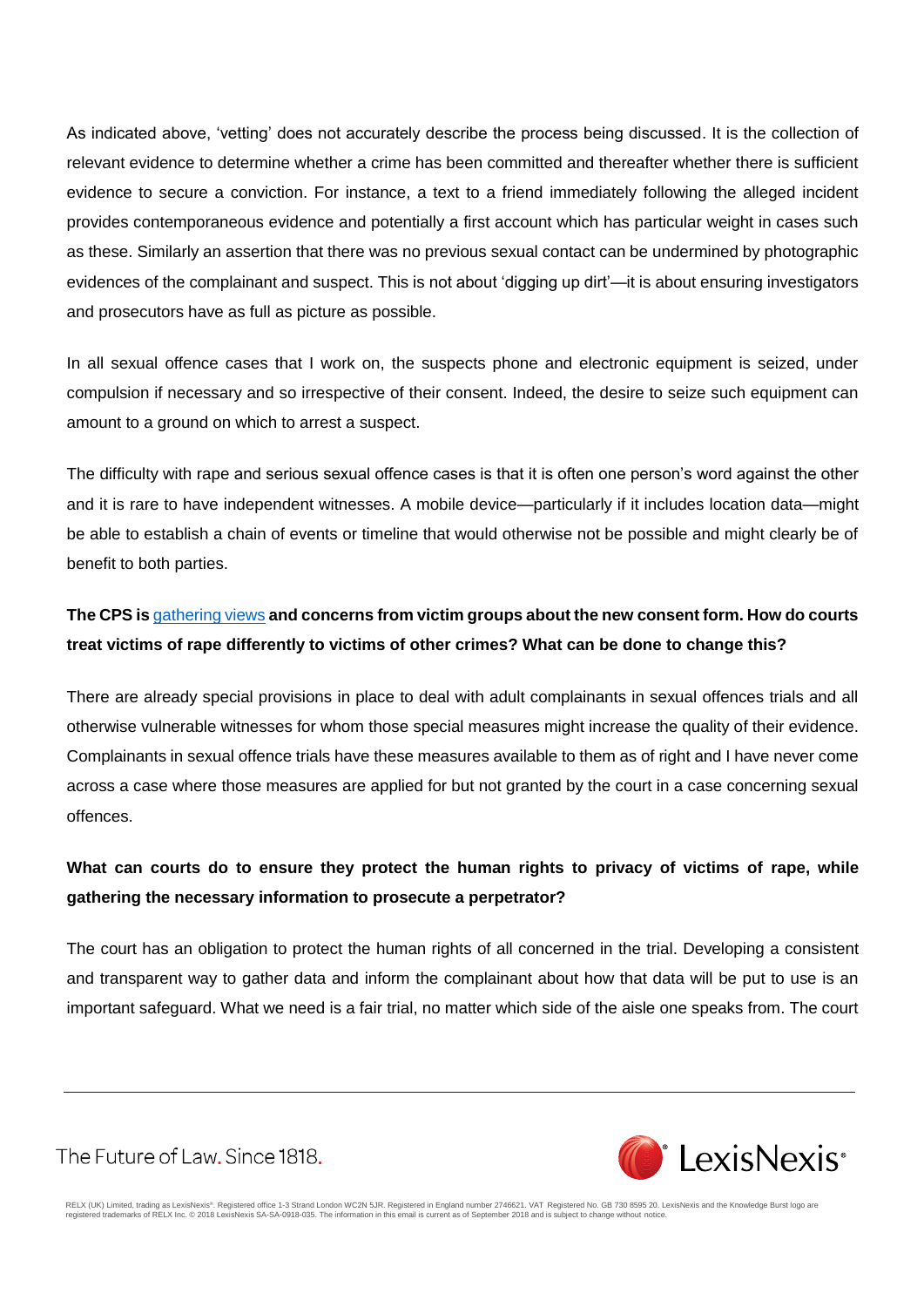As indicated above, 'vetting' does not accurately describe the process being discussed. It is the collection of relevant evidence to determine whether a crime has been committed and thereafter whether there is sufficient evidence to secure a conviction. For instance, a text to a friend immediately following the alleged incident provides contemporaneous evidence and potentially a first account which has particular weight in cases such as these. Similarly an assertion that there was no previous sexual contact can be undermined by photographic evidences of the complainant and suspect. This is not about 'digging up dirt'—it is about ensuring investigators and prosecutors have as full as picture as possible.

In all sexual offence cases that I work on, the suspects phone and electronic equipment is seized, under compulsion if necessary and so irrespective of their consent. Indeed, the desire to seize such equipment can amount to a ground on which to arrest a suspect.

The difficulty with rape and serious sexual offence cases is that it is often one person's word against the other and it is rare to have independent witnesses. A mobile device—particularly if it includes location data—might be able to establish a chain of events or timeline that would otherwise not be possible and might clearly be of benefit to both parties.

**The CPS is gathering views and concerns from victim groups about the new consent form. How do courts treat victims of rape differently to victims of other crimes? What can be done to change this?**

There are already special provisions in place to deal with adult complainants in sexual offences trials and all otherwise vulnerable witnesses for whom those special measures might increase the quality of their evidence. Complainants in sexual offence trials have these measures available to them as of right and I have never come across a case where those measures are applied for but not granted by the court in a case concerning sexual offences.

**What can courts do to ensure they protect the human rights to privacy of victims of rape, while gathering the necessary information to prosecute a perpetrator?**

The court has an obligation to protect the human rights of all concerned in the trial. Developing a consistent and transparent way to gather data and inform the complainant about how that data will be put to use is an important safeguard. What we need is a fair trial, no matter which side of the aisle one speaks from. The court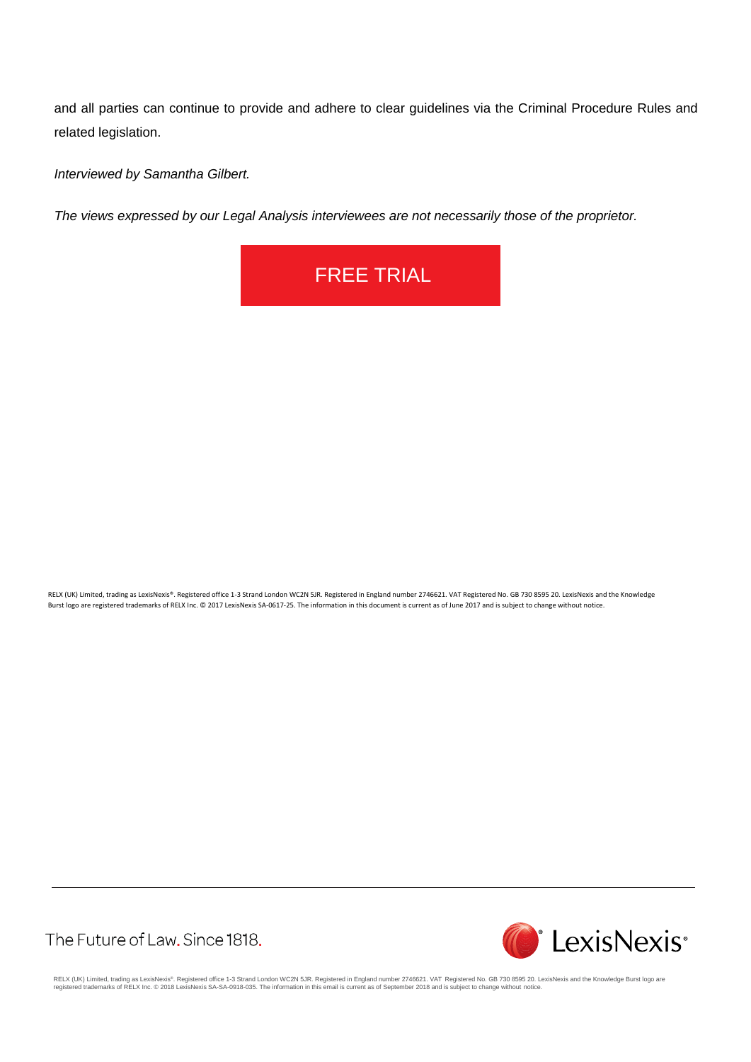and all parties can continue to provide and adhere to clear guidelines via the Criminal Procedure Rules and related legislation.

*Interviewed by Samantha Gilbert.*

*The views expressed by our Legal Analysis interviewees are not necessarily those of the proprietor.*

FREE TRIAL

RELX (UK) Limited, trading as LexisNexis®. Registered office 1-3 Strand London WC2N 5JR. Registered in England number 2746621. VAT Registered No. GB 730 8595 20. LexisNexis and the Knowledge Burst logo are registered trademarks of RELX Inc. © 2017 LexisNexis SA-0617-25. The information in this document is current as of June 2017 and is subject to change without notice.

The Future of Law. Since 1818.

LexisNexis®

RELX (UK) Limited, trading as LexisNexis®. Registered office 1-3 Strand London WC2N 5JR. Registered in England number 2746621. VAT Registered No. GB 730 8595 20. LexisNexis and the Knowledge Burst logo are registered trademarks of RELX Inc. © 2018 LexisNexis SA-SA-0918-035. The information in this email is current as of September 2018 and is subject to change without notice.